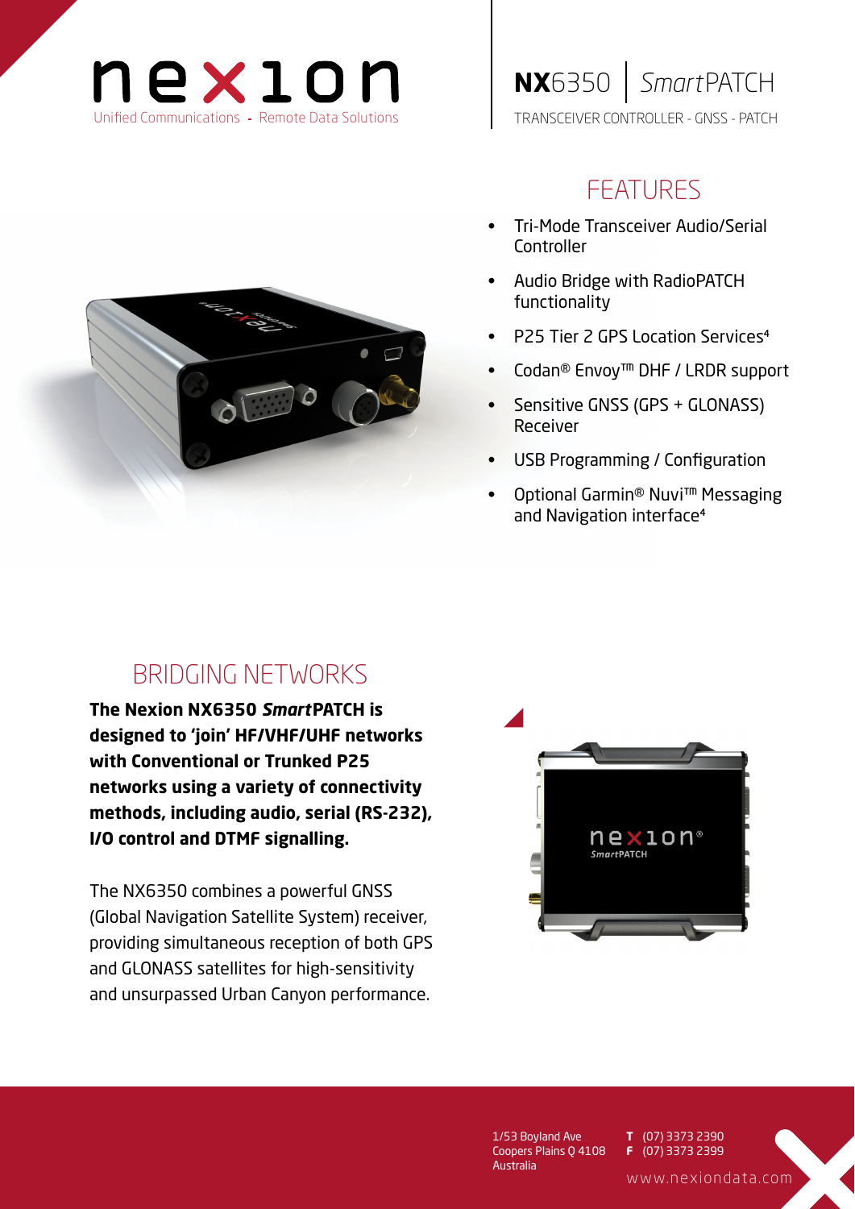# nexion

Unified Communications - Remote Data Solutions

# NX6350 | *Smart*PATCH

TRANSCEIVER CONTROLLER - GNSS - PATCH

## FEATURES

- Tri-Mode Transceiver Audio/Serial Controller
- Audio Bridge with RadioPATCH functionality
- P25 Tier 2 GPS Location Services[4]
- Codan® Envoy™ DHF / LRDR support
- Sensitive GNSS (GPS + GLONASS) Receiver
- USB Programming / Configuration
- Optional Garmin® Nuvi™ Messaging and Navigation interface[4]

## BRIDGING NETWORKS

**The Nexion NX6350 *Smart*PATCH is designed to 'join' HF/VHF/UHF networks with Conventional or Trunked P25 networks using a variety of connectivity methods, including audio, serial (RS-232), I/O control and DTMF signalling.**

The NX6350 combines a powerful GNSS (Global Navigation Satellite System) receiver, providing simultaneous reception of both GPS and GLONASS satellites for high-sensitivity and unsurpassed Urban Canyon performance.

1/53 Boyland Ave
Coopers Plains Q 4108
Australia

**T** (07) 3373 2390
**F** (07) 3373 2399

www.nexiondata.com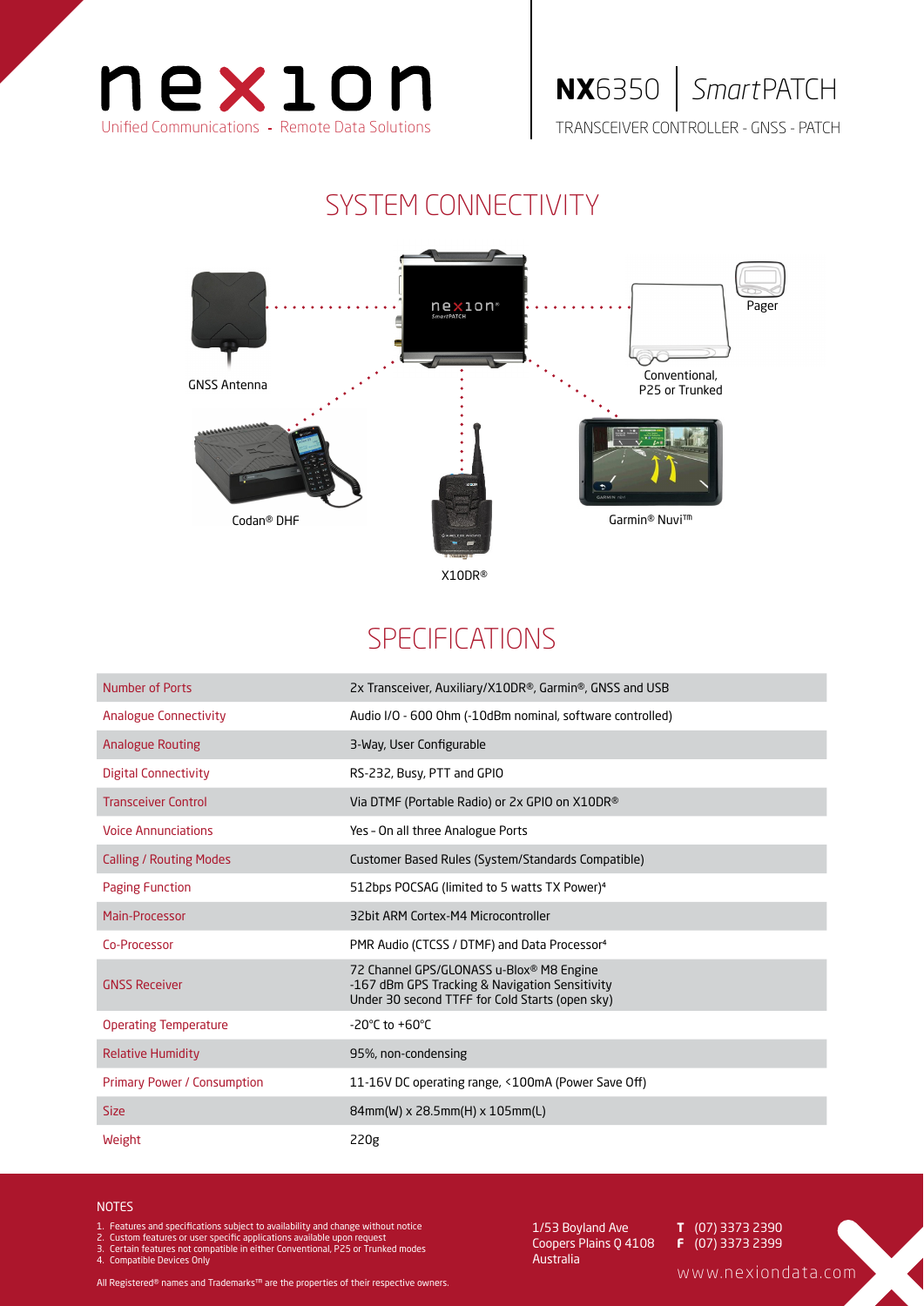nexion
Unified Communications - Remote Data Solutions

**NX6350** | *Smart*PATCH

TRANSCEIVER CONTROLLER - GNSS - PATCH

## SYSTEM CONNECTIVITY

GNSS Antenna

Pager

Conventional, P25 or Trunked

Codan® DHF

X10DR®

Garmin® Nuvi™

## SPECIFICATIONS

| | |
|---|---|
| Number of Ports | 2x Transceiver, Auxiliary/X10DR®, Garmin®, GNSS and USB |
| Analogue Connectivity | Audio I/O - 600 Ohm (-10dBm nominal, software controlled) |
| Analogue Routing | 3-Way, User Configurable |
| Digital Connectivity | RS-232, Busy, PTT and GPIO |
| Transceiver Control | Via DTMF (Portable Radio) or 2x GPIO on X10DR® |
| Voice Annunciations | Yes - On all three Analogue Ports |
| Calling / Routing Modes | Customer Based Rules (System/Standards Compatible) |
| Paging Function | 512bps POCSAG (limited to 5 watts TX Power)[4] |
| Main-Processor | 32bit ARM Cortex-M4 Microcontroller |
| Co-Processor | PMR Audio (CTCSS / DTMF) and Data Processor[4] |
| GNSS Receiver | 72 Channel GPS/GLONASS u-Blox® M8 Engine<br>-167 dBm GPS Tracking & Navigation Sensitivity<br>Under 30 second TTFF for Cold Starts (open sky) |
| Operating Temperature | -20°C to +60°C |
| Relative Humidity | 95%, non-condensing |
| Primary Power / Consumption | 11-16V DC operating range, <100mA (Power Save Off) |
| Size | 84mm(W) x 28.5mm(H) x 105mm(L) |
| Weight | 220g |

### NOTES

1. Features and specifications subject to availability and change without notice
2. Custom features or user specific applications available upon request
3. Certain features not compatible in either Conventional, P25 or Trunked modes
4. Compatible Devices Only

All Registered® names and Trademarks™ are the properties of their respective owners.

1/53 Boyland Ave
Coopers Plains Q 4108
Australia

**T** (07) 3373 2390
**F** (07) 3373 2399

www.nexiondata.com